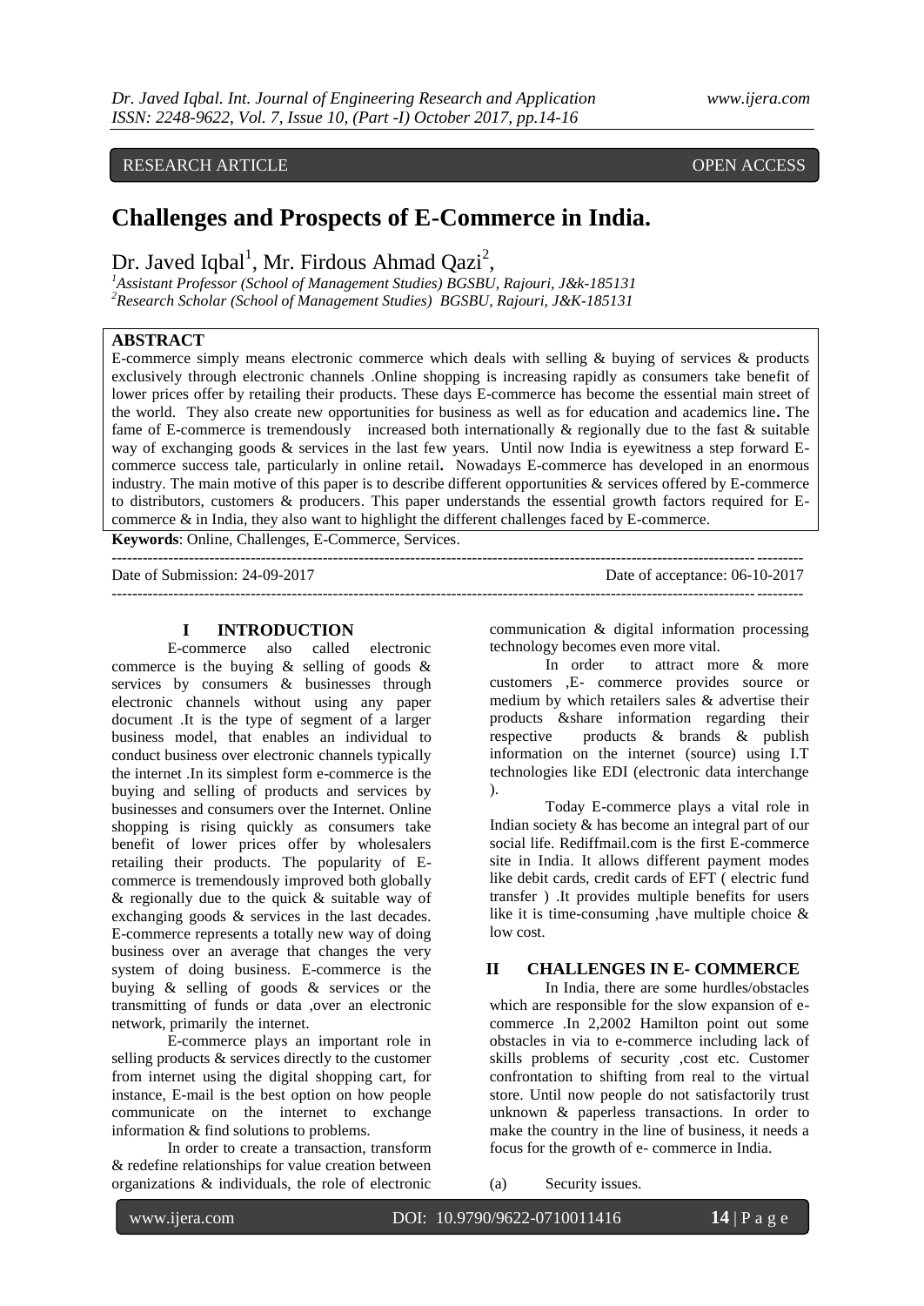RESEARCH ARTICLE OPEN ACCESS

# Challenges and Prospects of E-Commerce in India.

Dr. Javed Iqbal[1], Mr. Firdous Ahmad Qazi[2],

*[1]Assistant Professor (School of Management Studies) BGSBU, Rajouri, J&k-185131*
*[2]Research Scholar (School of Management Studies) BGSBU, Rajouri, J&K-185131*

**ABSTRACT**

E-commerce simply means electronic commerce which deals with selling & buying of services & products exclusively through electronic channels .Online shopping is increasing rapidly as consumers take benefit of lower prices offer by retailing their products. These days E-commerce has become the essential main street of the world. They also create new opportunities for business as well as for education and academics line**.** The fame of E-commerce is tremendously increased both internationally & regionally due to the fast & suitable way of exchanging goods & services in the last few years. Until now India is eyewitness a step forward E-commerce success tale, particularly in online retail**.** Nowadays E-commerce has developed in an enormous industry. The main motive of this paper is to describe different opportunities & services offered by E-commerce to distributors, customers & producers. This paper understands the essential growth factors required for E-commerce & in India, they also want to highlight the different challenges faced by E-commerce.

**Keywords**: Online, Challenges, E-Commerce, Services.

Date of Submission: 24-09-2017 Date of acceptance: 06-10-2017

## I INTRODUCTION

E-commerce also called electronic commerce is the buying & selling of goods & services by consumers & businesses through electronic channels without using any paper document .It is the type of segment of a larger business model, that enables an individual to conduct business over electronic channels typically the internet .In its simplest form e-commerce is the buying and selling of products and services by businesses and consumers over the Internet. Online shopping is rising quickly as consumers take benefit of lower prices offer by wholesalers retailing their products. The popularity of E-commerce is tremendously improved both globally & regionally due to the quick & suitable way of exchanging goods & services in the last decades. E-commerce represents a totally new way of doing business over an average that changes the very system of doing business. E-commerce is the buying & selling of goods & services or the transmitting of funds or data ,over an electronic network, primarily the internet.

E-commerce plays an important role in selling products & services directly to the customer from internet using the digital shopping cart, for instance, E-mail is the best option on how people communicate on the internet to exchange information & find solutions to problems.

In order to create a transaction, transform & redefine relationships for value creation between organizations & individuals, the role of electronic communication & digital information processing technology becomes even more vital.

In order to attract more & more customers ,E- commerce provides source or medium by which retailers sales & advertise their products &share information regarding their respective products & brands & publish information on the internet (source) using I.T technologies like EDI (electronic data interchange ).

Today E-commerce plays a vital role in Indian society & has become an integral part of our social life. Rediffmail.com is the first E-commerce site in India. It allows different payment modes like debit cards, credit cards of EFT ( electric fund transfer ) .It provides multiple benefits for users like it is time-consuming ,have multiple choice & low cost.

## II CHALLENGES IN E- COMMERCE

In India, there are some hurdles/obstacles which are responsible for the slow expansion of e-commerce .In 2,2002 Hamilton point out some obstacles in via to e-commerce including lack of skills problems of security ,cost etc. Customer confrontation to shifting from real to the virtual store. Until now people do not satisfactorily trust unknown & paperless transactions. In order to make the country in the line of business, it needs a focus for the growth of e- commerce in India.

(a) Security issues.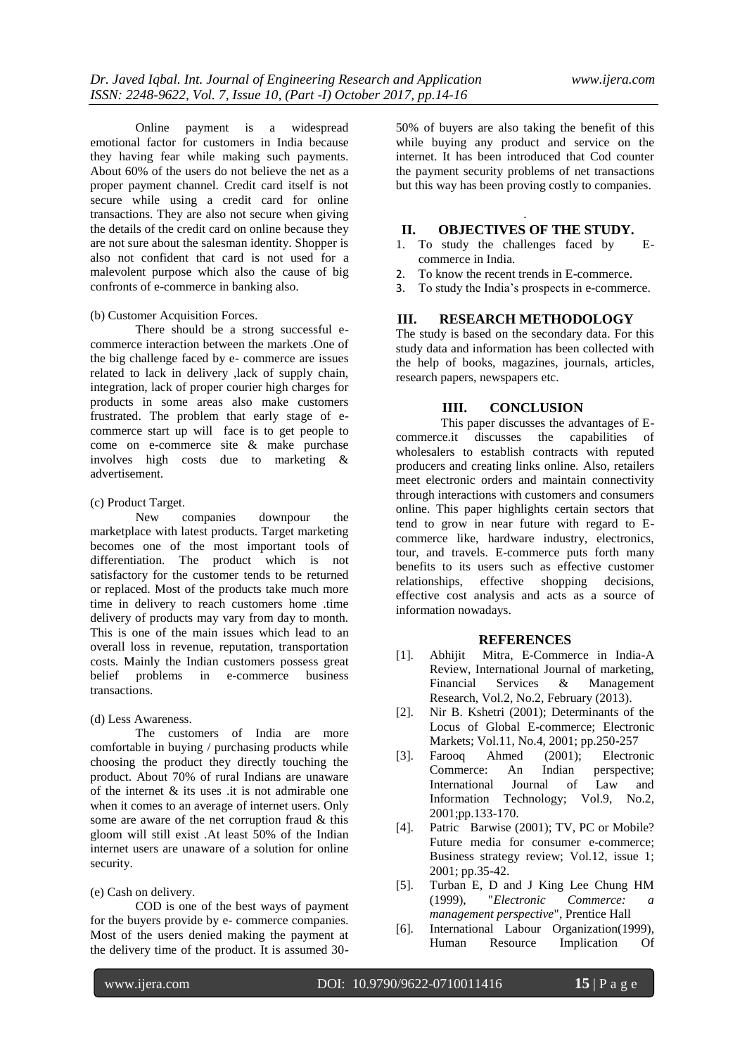Online payment is a widespread emotional factor for customers in India because they having fear while making such payments. About 60% of the users do not believe the net as a proper payment channel. Credit card itself is not secure while using a credit card for online transactions. They are also not secure when giving the details of the credit card on online because they are not sure about the salesman identity. Shopper is also not confident that card is not used for a malevolent purpose which also the cause of big confronts of e-commerce in banking also.

(b) Customer Acquisition Forces.

There should be a strong successful e-commerce interaction between the markets .One of the big challenge faced by e- commerce are issues related to lack in delivery ,lack of supply chain, integration, lack of proper courier high charges for products in some areas also make customers frustrated. The problem that early stage of e-commerce start up will face is to get people to come on e-commerce site & make purchase involves high costs due to marketing & advertisement.

(c) Product Target.

New companies downpour the marketplace with latest products. Target marketing becomes one of the most important tools of differentiation. The product which is not satisfactory for the customer tends to be returned or replaced. Most of the products take much more time in delivery to reach customers home .time delivery of products may vary from day to month. This is one of the main issues which lead to an overall loss in revenue, reputation, transportation costs. Mainly the Indian customers possess great belief problems in e-commerce business transactions.

(d) Less Awareness.

The customers of India are more comfortable in buying / purchasing products while choosing the product they directly touching the product. About 70% of rural Indians are unaware of the internet & its uses .it is not admirable one when it comes to an average of internet users. Only some are aware of the net corruption fraud & this gloom will still exist .At least 50% of the Indian internet users are unaware of a solution for online security.

(e) Cash on delivery.

COD is one of the best ways of payment for the buyers provide by e- commerce companies. Most of the users denied making the payment at the delivery time of the product. It is assumed 30-50% of buyers are also taking the benefit of this while buying any product and service on the internet. It has been introduced that Cod counter the payment security problems of net transactions but this way has been proving costly to companies.

## II. OBJECTIVES OF THE STUDY.

1. To study the challenges faced by E-commerce in India.
2. To know the recent trends in E-commerce.
3. To study the India's prospects in e-commerce.

## III. RESEARCH METHODOLOGY

The study is based on the secondary data. For this study data and information has been collected with the help of books, magazines, journals, articles, research papers, newspapers etc.

## IIII. CONCLUSION

This paper discusses the advantages of E-commerce.it discusses the capabilities of wholesalers to establish contracts with reputed producers and creating links online. Also, retailers meet electronic orders and maintain connectivity through interactions with customers and consumers online. This paper highlights certain sectors that tend to grow in near future with regard to E-commerce like, hardware industry, electronics, tour, and travels. E-commerce puts forth many benefits to its users such as effective customer relationships, effective shopping decisions, effective cost analysis and acts as a source of information nowadays.

## REFERENCES

[1]. Abhijit Mitra, E-Commerce in India-A Review, International Journal of marketing, Financial Services & Management Research, Vol.2, No.2, February (2013).

[2]. Nir B. Kshetri (2001); Determinants of the Locus of Global E-commerce; Electronic Markets; Vol.11, No.4, 2001; pp.250-257

[3]. Farooq Ahmed (2001); Electronic Commerce: An Indian perspective; International Journal of Law and Information Technology; Vol.9, No.2, 2001;pp.133-170.

[4]. Patric Barwise (2001); TV, PC or Mobile? Future media for consumer e-commerce; Business strategy review; Vol.12, issue 1; 2001; pp.35-42.

[5]. Turban E, D and J King Lee Chung HM (1999), "*Electronic Commerce: a management perspective*", Prentice Hall

[6]. International Labour Organization(1999), Human Resource Implication Of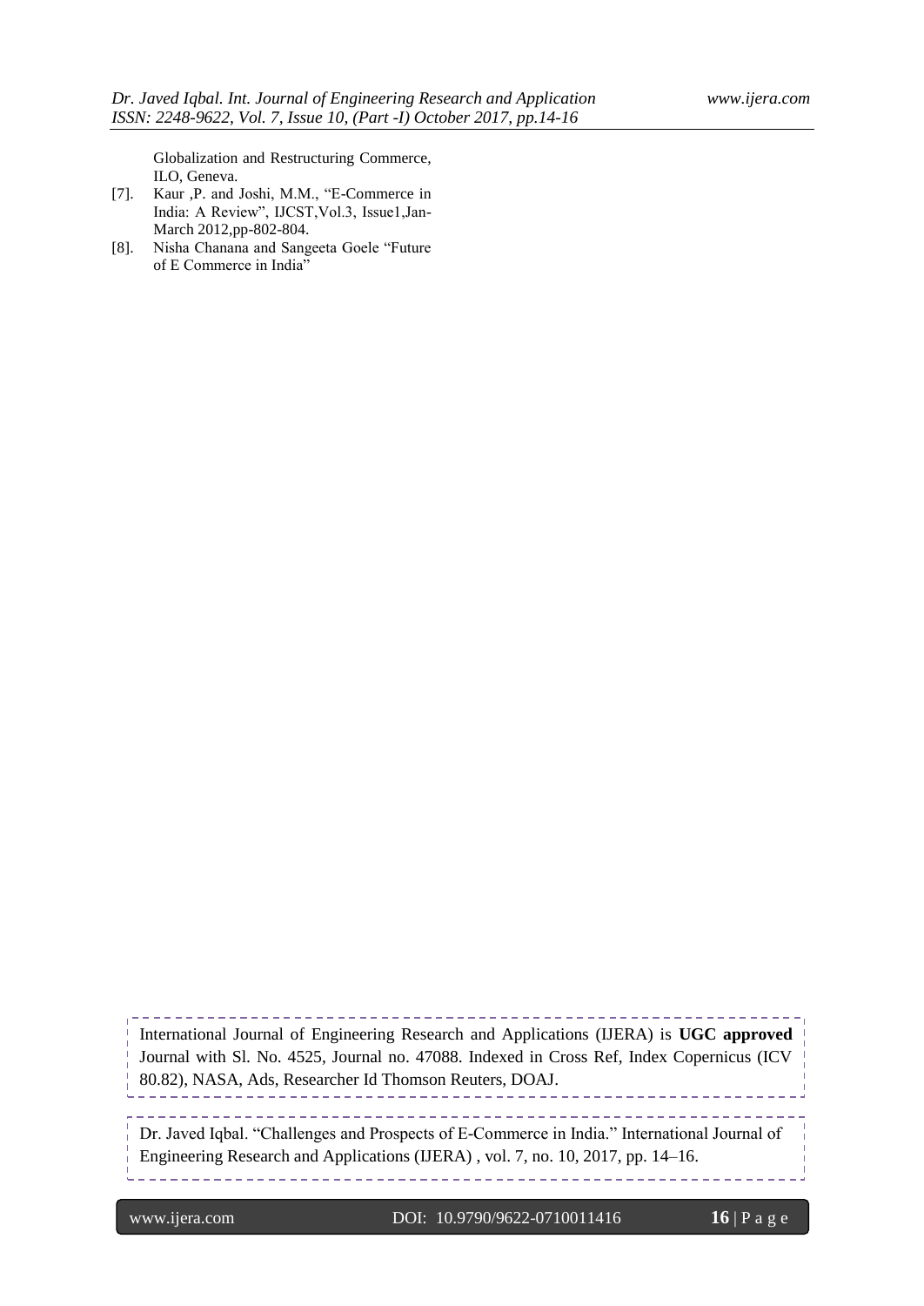Globalization and Restructuring Commerce, ILO, Geneva.

[7]. Kaur ,P. and Joshi, M.M., "E-Commerce in India: A Review", IJCST,Vol.3, Issue1,Jan-March 2012,pp-802-804.

[8]. Nisha Chanana and Sangeeta Goele "Future of E Commerce in India"

International Journal of Engineering Research and Applications (IJERA) is **UGC approved** Journal with Sl. No. 4525, Journal no. 47088. Indexed in Cross Ref, Index Copernicus (ICV 80.82), NASA, Ads, Researcher Id Thomson Reuters, DOAJ.

Dr. Javed Iqbal. "Challenges and Prospects of E-Commerce in India." International Journal of Engineering Research and Applications (IJERA) , vol. 7, no. 10, 2017, pp. 14–16.